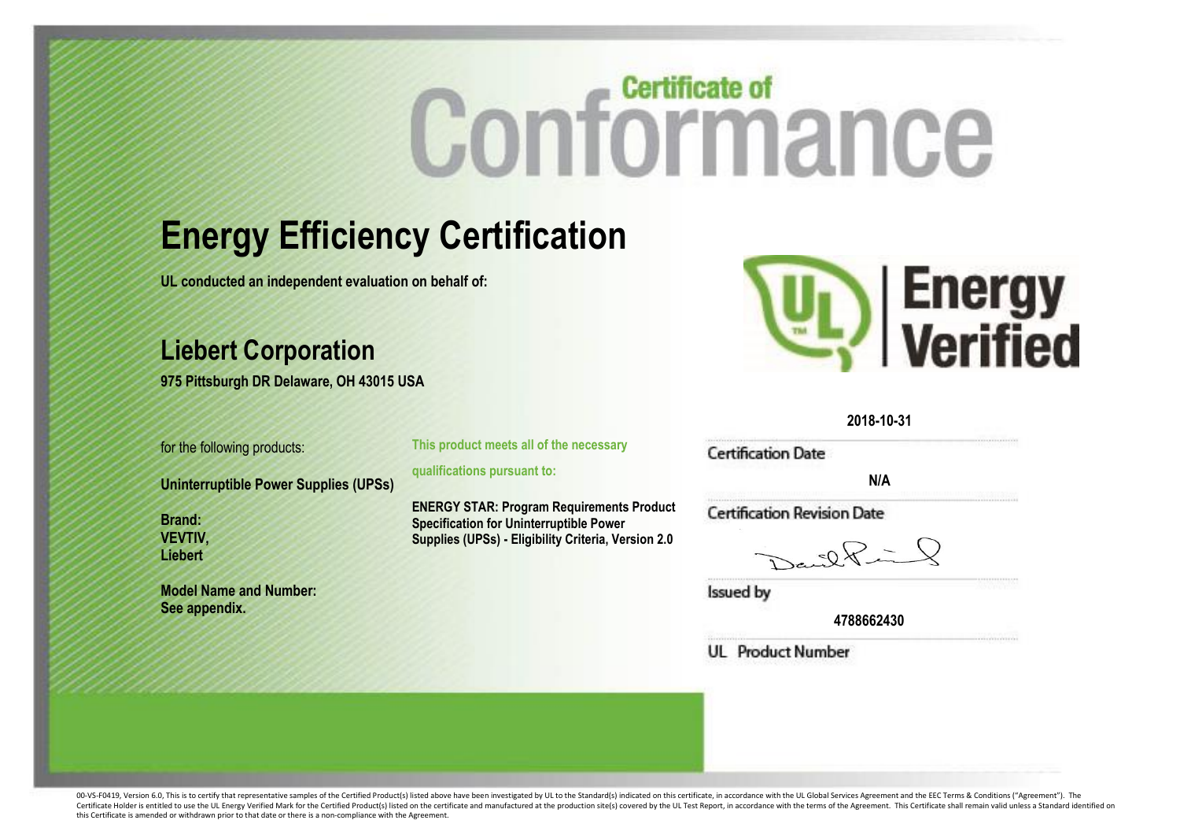# Certificate of Conformance

## Energy Efficiency Certification

**UL conducted an independent evaluation on behalf of:**

## Liebert Corporation

**975 Pittsburgh DR Delaware, OH 43015 USA**

UL | Energy Verified

for the following products:

**Uninterruptible Power Supplies (UPSs)**

**Brand:**
**VEVTIV,**
**Liebert**

**Model Name and Number:**
**See appendix.**

**This product meets all of the necessary qualifications pursuant to:**

**ENERGY STAR: Program Requirements Product Specification for Uninterruptible Power Supplies (UPSs) - Eligibility Criteria, Version 2.0**

**2018-10-31**

Certification Date

**N/A**

Certification Revision Date

Issued by

**4788662430**

UL Product Number

00-VS-F0419, Version 6.0, This is to certify that representative samples of the Certified Product(s) listed above have been investigated by UL to the Standard(s) indicated on this certificate, in accordance with the UL Global Services Agreement and the EEC Terms & Conditions ("Agreement"). The Certificate Holder is entitled to use the UL Energy Verified Mark for the Certified Product(s) listed on the certificate and manufactured at the production site(s) covered by the UL Test Report, in accordance with the terms of the Agreement. This Certificate shall remain valid unless a Standard identified on this Certificate is amended or withdrawn prior to that date or there is a non-compliance with the Agreement.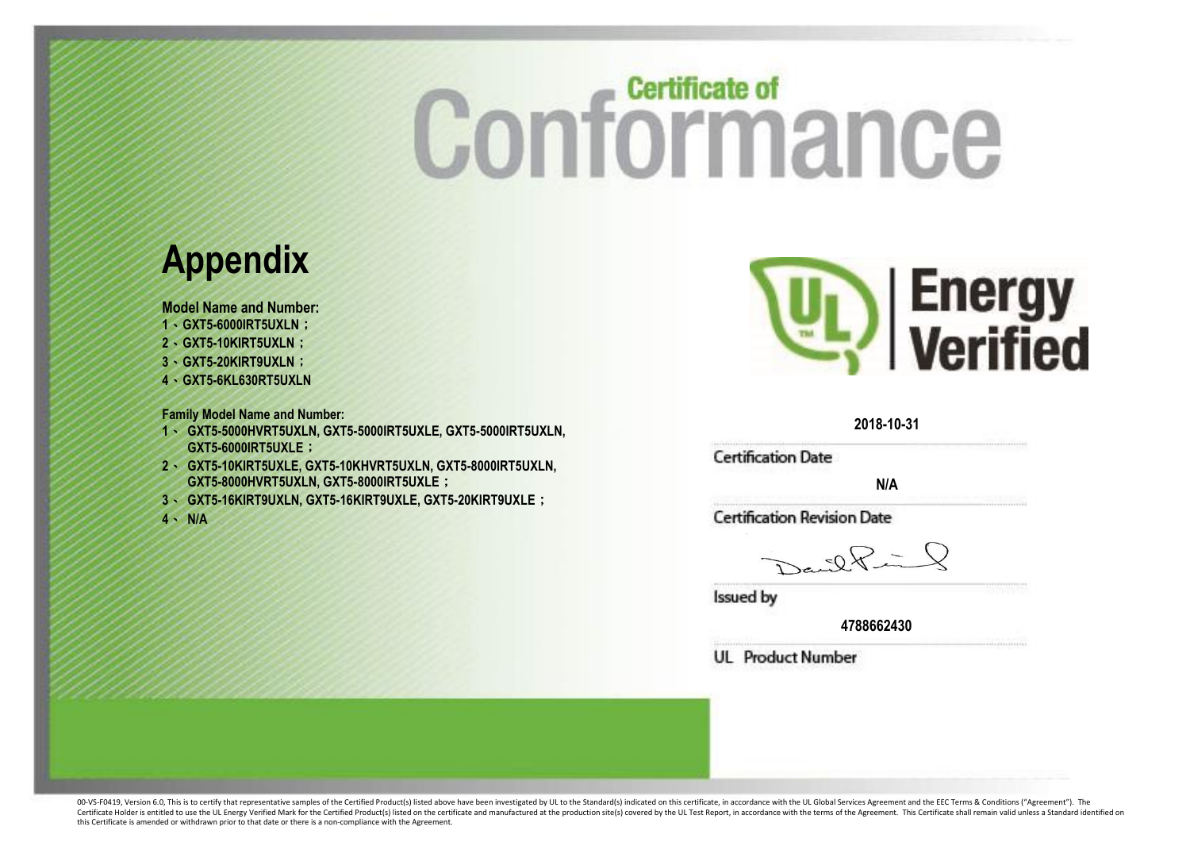# Certificate of Conformance

## Appendix

**Model Name and Number:**

1、GXT5-6000IRT5UXLN；
2、GXT5-10KIRT5UXLN；
3、GXT5-20KIRT9UXLN；
4、GXT5-6KL630RT5UXLN

**Family Model Name and Number:**

1、GXT5-5000HVRT5UXLN, GXT5-5000IRT5UXLE, GXT5-5000IRT5UXLN, GXT5-6000IRT5UXLE；
2、GXT5-10KIRT5UXLE, GXT5-10KHVRT5UXLN, GXT5-8000IRT5UXLN, GXT5-8000HVRT5UXLN, GXT5-8000IRT5UXLE；
3、GXT5-16KIRT9UXLN, GXT5-16KIRT9UXLE, GXT5-20KIRT9UXLE；
4、N/A

UL Energy Verified

2018-10-31

Certification Date

N/A

Certification Revision Date

Issued by

4788662430

UL Product Number

00-VS-F0419, Version 6.0, This is to certify that representative samples of the Certified Product(s) listed above have been investigated by UL to the Standard(s) indicated on this certificate, in accordance with the UL Global Services Agreement and the EEC Terms & Conditions ("Agreement"). The Certificate Holder is entitled to use the UL Energy Verified Mark for the Certified Product(s) listed on the certificate and manufactured at the production site(s) covered by the UL Test Report, in accordance with the terms of the Agreement. This Certificate shall remain valid unless a Standard identified on this Certificate is amended or withdrawn prior to that date or there is a non-compliance with the Agreement.